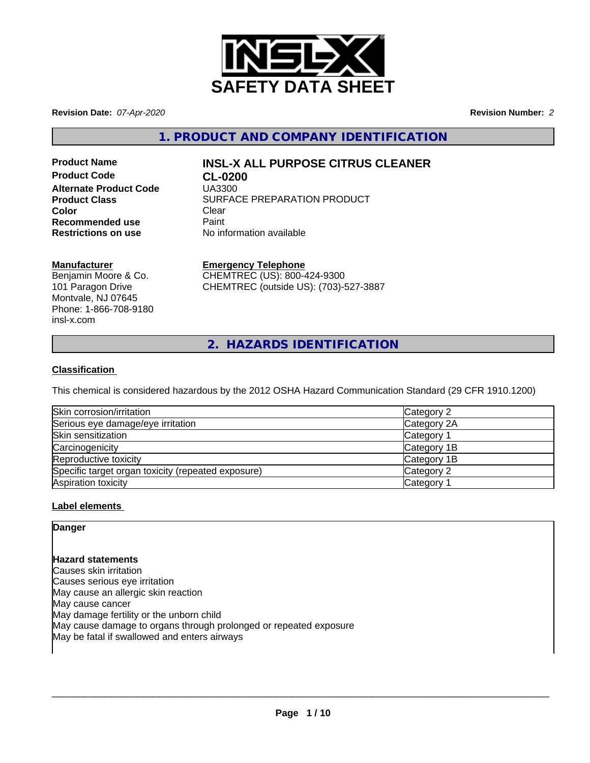# SAFETY DATA SHEET

**Revision Date:** *07-Apr-2020* **Revision Number:** *2*

## 1. PRODUCT AND COMPANY IDENTIFICATION

| | |
|---|---|
| **Product Name** | **INSL-X ALL PURPOSE CITRUS CLEANER** |
| **Product Code** | **CL-0200** |
| **Alternate Product Code** | UA3300 |
| **Product Class** | SURFACE PREPARATION PRODUCT |
| **Color** | Clear |
| **Recommended use** | Paint |
| **Restrictions on use** | No information available |

**Manufacturer**
Benjamin Moore & Co.
101 Paragon Drive
Montvale, NJ 07645
Phone: 1-866-708-9180
insl-x.com

**Emergency Telephone**
CHEMTREC (US): 800-424-9300
CHEMTREC (outside US): (703)-527-3887

## 2. HAZARDS IDENTIFICATION

### Classification

This chemical is considered hazardous by the 2012 OSHA Hazard Communication Standard (29 CFR 1910.1200)

| | |
|---|---|
| Skin corrosion/irritation | Category 2 |
| Serious eye damage/eye irritation | Category 2A |
| Skin sensitization | Category 1 |
| Carcinogenicity | Category 1B |
| Reproductive toxicity | Category 1B |
| Specific target organ toxicity (repeated exposure) | Category 2 |
| Aspiration toxicity | Category 1 |

### Label elements

**Danger**

**Hazard statements**
Causes skin irritation
Causes serious eye irritation
May cause an allergic skin reaction
May cause cancer
May damage fertility or the unborn child
May cause damage to organs through prolonged or repeated exposure
May be fatal if swallowed and enters airways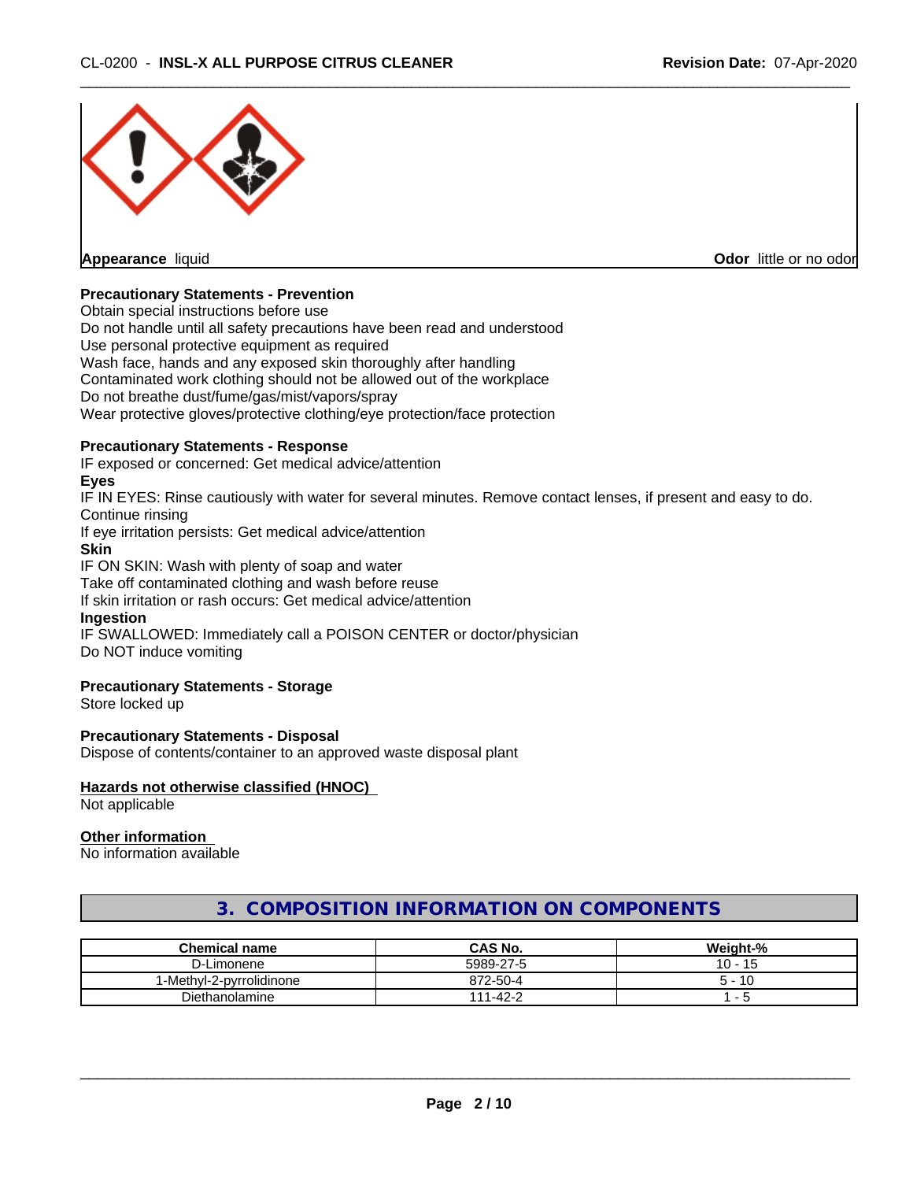**Appearance** liquid

**Odor** little or no odor

### Precautionary Statements - Prevention

Obtain special instructions before use
Do not handle until all safety precautions have been read and understood
Use personal protective equipment as required
Wash face, hands and any exposed skin thoroughly after handling
Contaminated work clothing should not be allowed out of the workplace
Do not breathe dust/fume/gas/mist/vapors/spray
Wear protective gloves/protective clothing/eye protection/face protection

### Precautionary Statements - Response

IF exposed or concerned: Get medical advice/attention

**Eyes**

IF IN EYES: Rinse cautiously with water for several minutes. Remove contact lenses, if present and easy to do. Continue rinsing
If eye irritation persists: Get medical advice/attention

**Skin**

IF ON SKIN: Wash with plenty of soap and water
Take off contaminated clothing and wash before reuse
If skin irritation or rash occurs: Get medical advice/attention

**Ingestion**

IF SWALLOWED: Immediately call a POISON CENTER or doctor/physician
Do NOT induce vomiting

### Precautionary Statements - Storage

Store locked up

### Precautionary Statements - Disposal

Dispose of contents/container to an approved waste disposal plant

### Hazards not otherwise classified (HNOC)

Not applicable

### Other information

No information available

## 3. COMPOSITION INFORMATION ON COMPONENTS

| Chemical name | CAS No. | Weight-% |
|---|---|---|
| D-Limonene | 5989-27-5 | 10 - 15 |
| 1-Methyl-2-pyrrolidinone | 872-50-4 | 5 - 10 |
| Diethanolamine | 111-42-2 | 1 - 5 |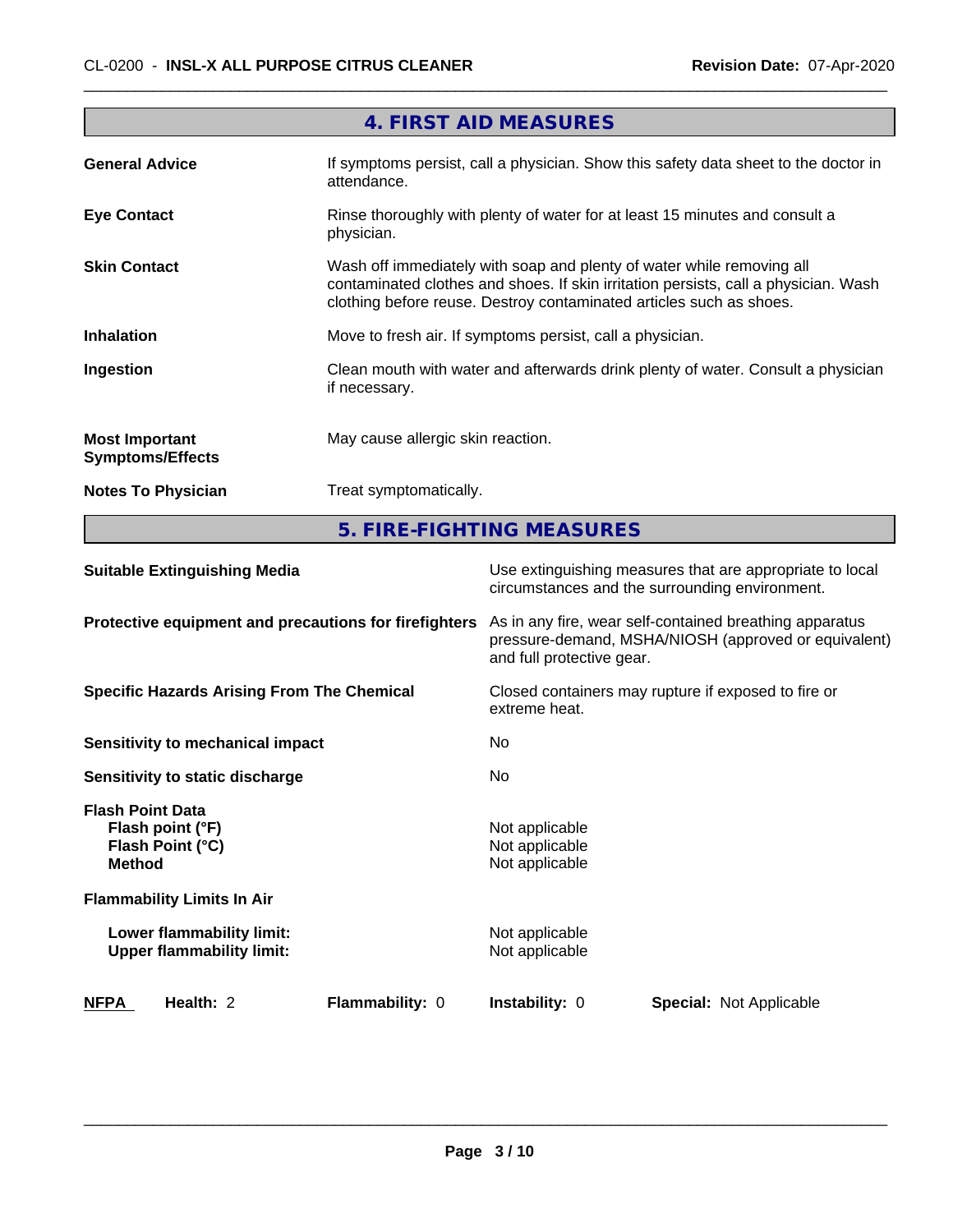## 4. FIRST AID MEASURES

| | |
|---|---|
| **General Advice** | If symptoms persist, call a physician. Show this safety data sheet to the doctor in attendance. |
| **Eye Contact** | Rinse thoroughly with plenty of water for at least 15 minutes and consult a physician. |
| **Skin Contact** | Wash off immediately with soap and plenty of water while removing all contaminated clothes and shoes. If skin irritation persists, call a physician. Wash clothing before reuse. Destroy contaminated articles such as shoes. |
| **Inhalation** | Move to fresh air. If symptoms persist, call a physician. |
| **Ingestion** | Clean mouth with water and afterwards drink plenty of water. Consult a physician if necessary. |
| **Most Important Symptoms/Effects** | May cause allergic skin reaction. |
| **Notes To Physician** | Treat symptomatically. |

## 5. FIRE-FIGHTING MEASURES

| | |
|---|---|
| **Suitable Extinguishing Media** | Use extinguishing measures that are appropriate to local circumstances and the surrounding environment. |
| **Protective equipment and precautions for firefighters** | As in any fire, wear self-contained breathing apparatus pressure-demand, MSHA/NIOSH (approved or equivalent) and full protective gear. |
| **Specific Hazards Arising From The Chemical** | Closed containers may rupture if exposed to fire or extreme heat. |
| **Sensitivity to mechanical impact** | No |
| **Sensitivity to static discharge** | No |

**Flash Point Data**

| | |
|---|---|
| **Flash point (°F)** | Not applicable |
| **Flash Point (°C)** | Not applicable |
| **Method** | Not applicable |

**Flammability Limits In Air**

| | |
|---|---|
| **Lower flammability limit:** | Not applicable |
| **Upper flammability limit:** | Not applicable |

| **NFPA** | **Health:** 2 | **Flammability:** 0 | **Instability:** 0 | **Special:** Not Applicable |
|---|---|---|---|---|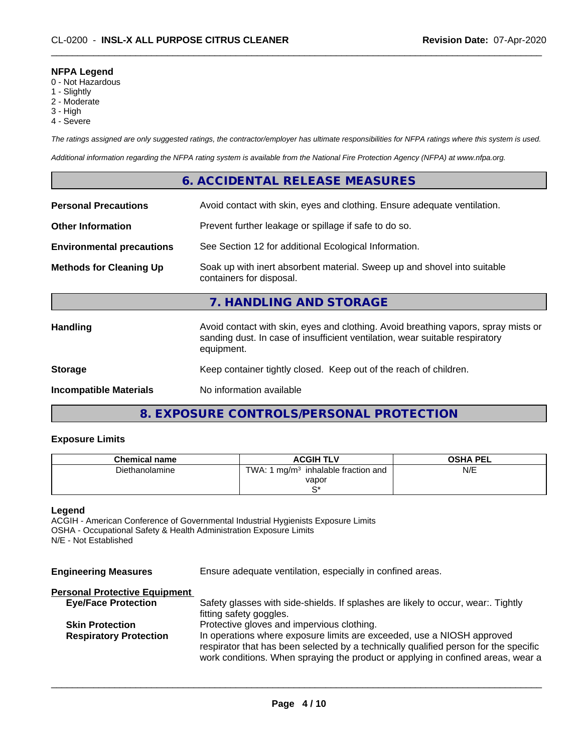**NFPA Legend**
0 - Not Hazardous
1 - Slightly
2 - Moderate
3 - High
4 - Severe

*The ratings assigned are only suggested ratings, the contractor/employer has ultimate responsibilities for NFPA ratings where this system is used.*

*Additional information regarding the NFPA rating system is available from the National Fire Protection Agency (NFPA) at www.nfpa.org.*

## 6. ACCIDENTAL RELEASE MEASURES

**Personal Precautions** Avoid contact with skin, eyes and clothing. Ensure adequate ventilation.

**Other Information** Prevent further leakage or spillage if safe to do so.

**Environmental precautions** See Section 12 for additional Ecological Information.

**Methods for Cleaning Up** Soak up with inert absorbent material. Sweep up and shovel into suitable containers for disposal.

## 7. HANDLING AND STORAGE

**Handling** Avoid contact with skin, eyes and clothing. Avoid breathing vapors, spray mists or sanding dust. In case of insufficient ventilation, wear suitable respiratory equipment.

**Storage** Keep container tightly closed. Keep out of the reach of children.

**Incompatible Materials** No information available

## 8. EXPOSURE CONTROLS/PERSONAL PROTECTION

### Exposure Limits

| Chemical name | ACGIH TLV | OSHA PEL |
|---|---|---|
| Diethanolamine | TWA: 1 mg/m³ inhalable fraction and vapor S* | N/E |

**Legend**
ACGIH - American Conference of Governmental Industrial Hygienists Exposure Limits
OSHA - Occupational Safety & Health Administration Exposure Limits
N/E - Not Established

**Engineering Measures** Ensure adequate ventilation, especially in confined areas.

**Personal Protective Equipment**

**Eye/Face Protection** Safety glasses with side-shields. If splashes are likely to occur, wear:. Tightly fitting safety goggles.

**Skin Protection** Protective gloves and impervious clothing.

**Respiratory Protection** In operations where exposure limits are exceeded, use a NIOSH approved respirator that has been selected by a technically qualified person for the specific work conditions. When spraying the product or applying in confined areas, wear a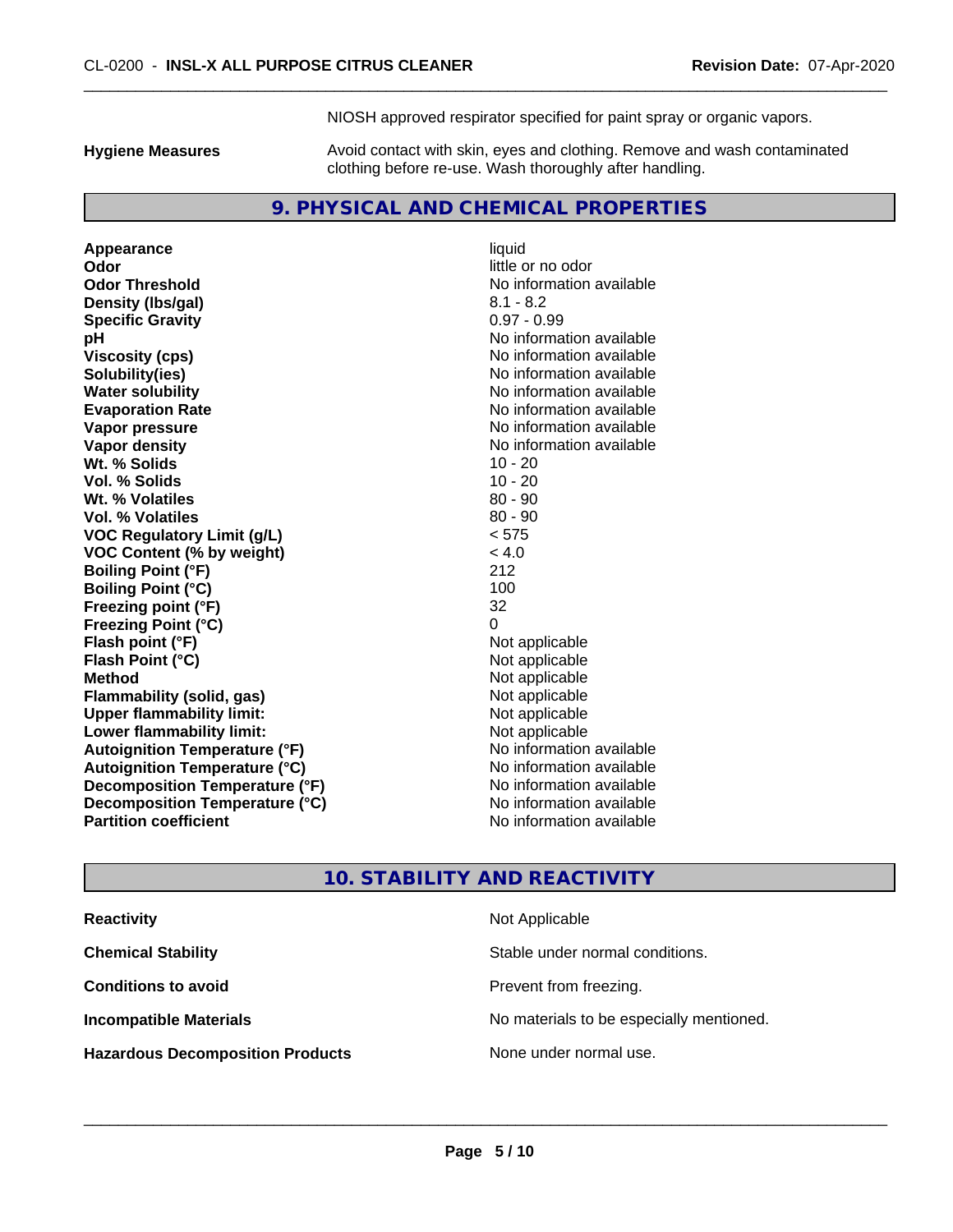NIOSH approved respirator specified for paint spray or organic vapors.

| | |
|---|---|
| **Hygiene Measures** | Avoid contact with skin, eyes and clothing. Remove and wash contaminated clothing before re-use. Wash thoroughly after handling. |

## 9. PHYSICAL AND CHEMICAL PROPERTIES

| | |
|---|---|
| **Appearance** | liquid |
| **Odor** | little or no odor |
| **Odor Threshold** | No information available |
| **Density (lbs/gal)** | 8.1 - 8.2 |
| **Specific Gravity** | 0.97 - 0.99 |
| **pH** | No information available |
| **Viscosity (cps)** | No information available |
| **Solubility(ies)** | No information available |
| **Water solubility** | No information available |
| **Evaporation Rate** | No information available |
| **Vapor pressure** | No information available |
| **Vapor density** | No information available |
| **Wt. % Solids** | 10 - 20 |
| **Vol. % Solids** | 10 - 20 |
| **Wt. % Volatiles** | 80 - 90 |
| **Vol. % Volatiles** | 80 - 90 |
| **VOC Regulatory Limit (g/L)** | < 575 |
| **VOC Content (% by weight)** | < 4.0 |
| **Boiling Point (°F)** | 212 |
| **Boiling Point (°C)** | 100 |
| **Freezing point (°F)** | 32 |
| **Freezing Point (°C)** | 0 |
| **Flash point (°F)** | Not applicable |
| **Flash Point (°C)** | Not applicable |
| **Method** | Not applicable |
| **Flammability (solid, gas)** | Not applicable |
| **Upper flammability limit:** | Not applicable |
| **Lower flammability limit:** | Not applicable |
| **Autoignition Temperature (°F)** | No information available |
| **Autoignition Temperature (°C)** | No information available |
| **Decomposition Temperature (°F)** | No information available |
| **Decomposition Temperature (°C)** | No information available |
| **Partition coefficient** | No information available |

## 10. STABILITY AND REACTIVITY

| | |
|---|---|
| **Reactivity** | Not Applicable |
| **Chemical Stability** | Stable under normal conditions. |
| **Conditions to avoid** | Prevent from freezing. |
| **Incompatible Materials** | No materials to be especially mentioned. |
| **Hazardous Decomposition Products** | None under normal use. |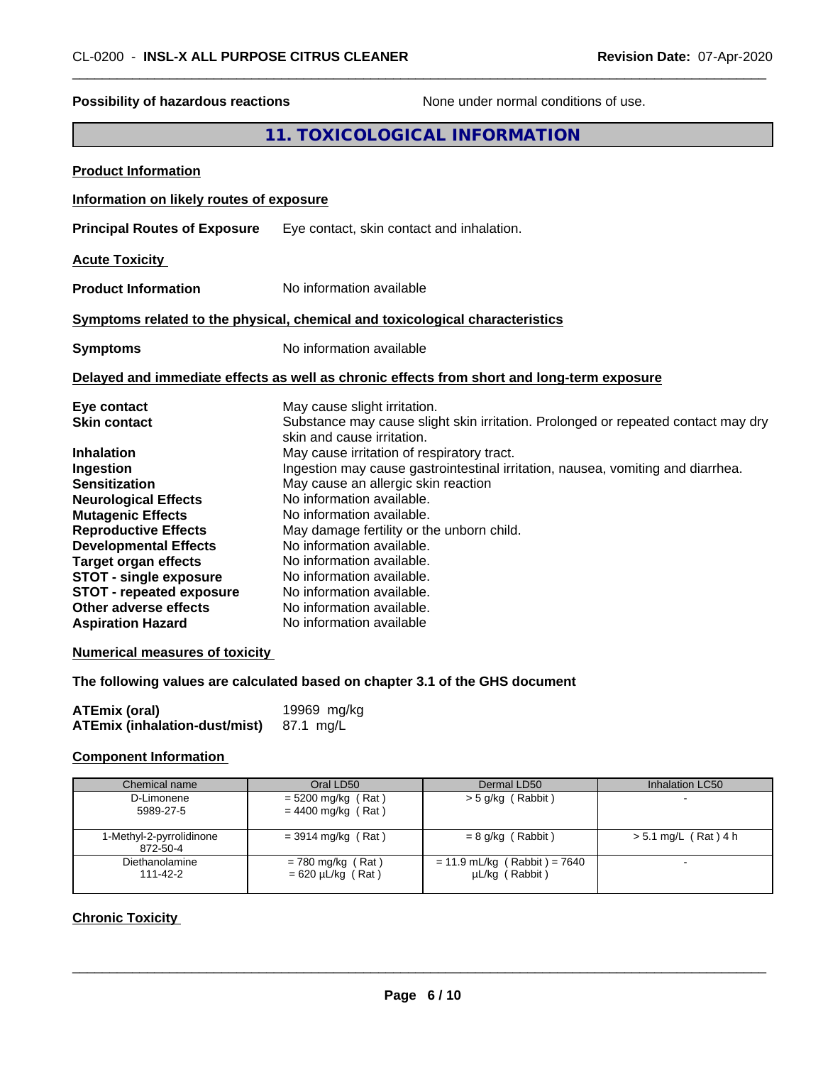**Possibility of hazardous reactions** None under normal conditions of use.

## 11. TOXICOLOGICAL INFORMATION

**Product Information**

**Information on likely routes of exposure**

**Principal Routes of Exposure** Eye contact, skin contact and inhalation.

**Acute Toxicity**

**Product Information** No information available

**Symptoms related to the physical, chemical and toxicological characteristics**

**Symptoms** No information available

**Delayed and immediate effects as well as chronic effects from short and long-term exposure**

**Eye contact** May cause slight irritation.
**Skin contact** Substance may cause slight skin irritation. Prolonged or repeated contact may dry skin and cause irritation.
**Inhalation** May cause irritation of respiratory tract.
**Ingestion** Ingestion may cause gastrointestinal irritation, nausea, vomiting and diarrhea.
**Sensitization** May cause an allergic skin reaction
**Neurological Effects** No information available.
**Mutagenic Effects** No information available.
**Reproductive Effects** May damage fertility or the unborn child.
**Developmental Effects** No information available.
**Target organ effects** No information available.
**STOT - single exposure** No information available.
**STOT - repeated exposure** No information available.
**Other adverse effects** No information available.
**Aspiration Hazard** No information available

**Numerical measures of toxicity**

**The following values are calculated based on chapter 3.1 of the GHS document**

**ATEmix (oral)** 19969 mg/kg
**ATEmix (inhalation-dust/mist)** 87.1 mg/L

**Component Information**

| Chemical name | Oral LD50 | Dermal LD50 | Inhalation LC50 |
|---|---|---|---|
| D-Limonene 5989-27-5 | = 5200 mg/kg ( Rat ) = 4400 mg/kg ( Rat ) | > 5 g/kg ( Rabbit ) | - |
| 1-Methyl-2-pyrrolidinone 872-50-4 | = 3914 mg/kg ( Rat ) | = 8 g/kg ( Rabbit ) | > 5.1 mg/L ( Rat ) 4 h |
| Diethanolamine 111-42-2 | = 780 mg/kg ( Rat ) = 620 µL/kg ( Rat ) | = 11.9 mL/kg ( Rabbit ) = 7640 µL/kg ( Rabbit ) | - |

**Chronic Toxicity**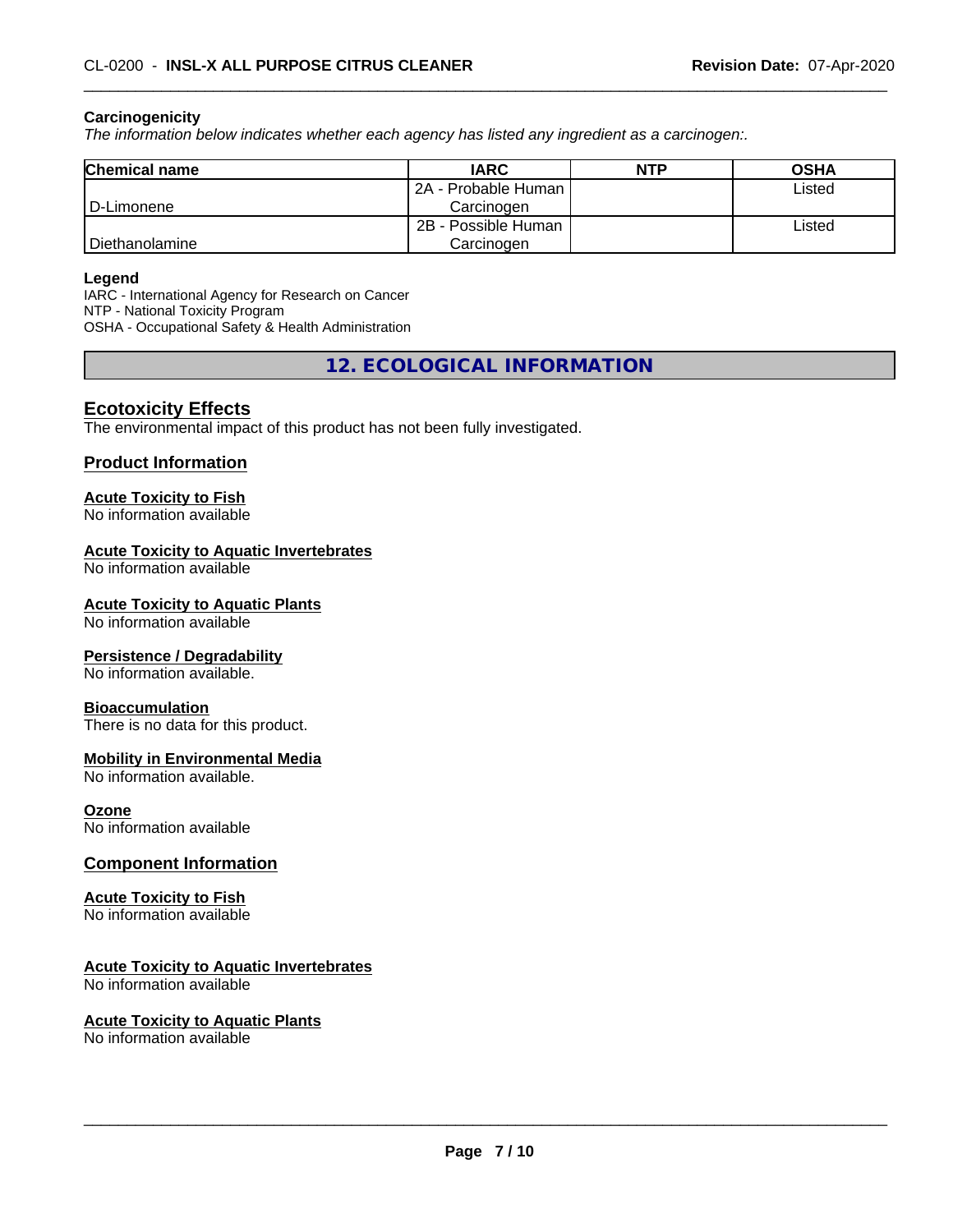**Carcinogenicity**

*The information below indicates whether each agency has listed any ingredient as a carcinogen:.*

| Chemical name | IARC | NTP | OSHA |
|---|---|---|---|
| D-Limonene | 2A - Probable Human Carcinogen | | Listed |
| Diethanolamine | 2B - Possible Human Carcinogen | | Listed |

**Legend**

IARC - International Agency for Research on Cancer
NTP - National Toxicity Program
OSHA - Occupational Safety & Health Administration

## 12. ECOLOGICAL INFORMATION

### Ecotoxicity Effects

The environmental impact of this product has not been fully investigated.

### Product Information

**Acute Toxicity to Fish**
No information available

**Acute Toxicity to Aquatic Invertebrates**
No information available

**Acute Toxicity to Aquatic Plants**
No information available

**Persistence / Degradability**
No information available.

**Bioaccumulation**
There is no data for this product.

**Mobility in Environmental Media**
No information available.

**Ozone**
No information available

### Component Information

**Acute Toxicity to Fish**
No information available

**Acute Toxicity to Aquatic Invertebrates**
No information available

**Acute Toxicity to Aquatic Plants**
No information available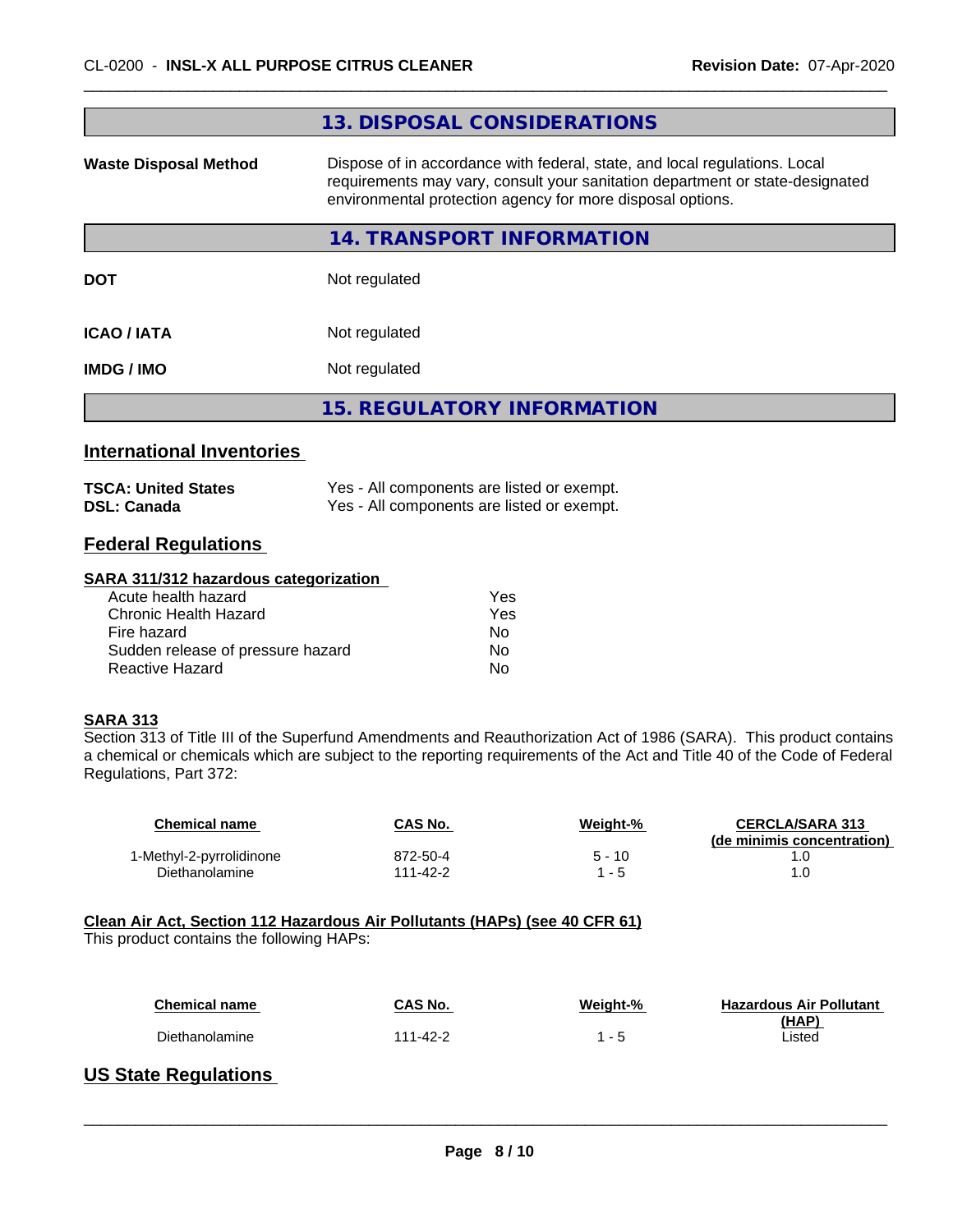## 13. DISPOSAL CONSIDERATIONS

| | |
|---|---|
| **Waste Disposal Method** | Dispose of in accordance with federal, state, and local regulations. Local requirements may vary, consult your sanitation department or state-designated environmental protection agency for more disposal options. |

## 14. TRANSPORT INFORMATION

| | |
|---|---|
| **DOT** | Not regulated |
| **ICAO / IATA** | Not regulated |
| **IMDG / IMO** | Not regulated |

## 15. REGULATORY INFORMATION

### International Inventories

| | |
|---|---|
| **TSCA: United States** | Yes - All components are listed or exempt. |
| **DSL: Canada** | Yes - All components are listed or exempt. |

### Federal Regulations

**SARA 311/312 hazardous categorization**

| | |
|---|---|
| Acute health hazard | Yes |
| Chronic Health Hazard | Yes |
| Fire hazard | No |
| Sudden release of pressure hazard | No |
| Reactive Hazard | No |

**SARA 313**

Section 313 of Title III of the Superfund Amendments and Reauthorization Act of 1986 (SARA). This product contains a chemical or chemicals which are subject to the reporting requirements of the Act and Title 40 of the Code of Federal Regulations, Part 372:

| Chemical name | CAS No. | Weight-% | CERCLA/SARA 313 (de minimis concentration) |
|---|---|---|---|
| 1-Methyl-2-pyrrolidinone | 872-50-4 | 5 - 10 | 1.0 |
| Diethanolamine | 111-42-2 | 1 - 5 | 1.0 |

**Clean Air Act, Section 112 Hazardous Air Pollutants (HAPs) (see 40 CFR 61)**

This product contains the following HAPs:

| Chemical name | CAS No. | Weight-% | Hazardous Air Pollutant (HAP) |
|---|---|---|---|
| Diethanolamine | 111-42-2 | 1 - 5 | Listed |

### US State Regulations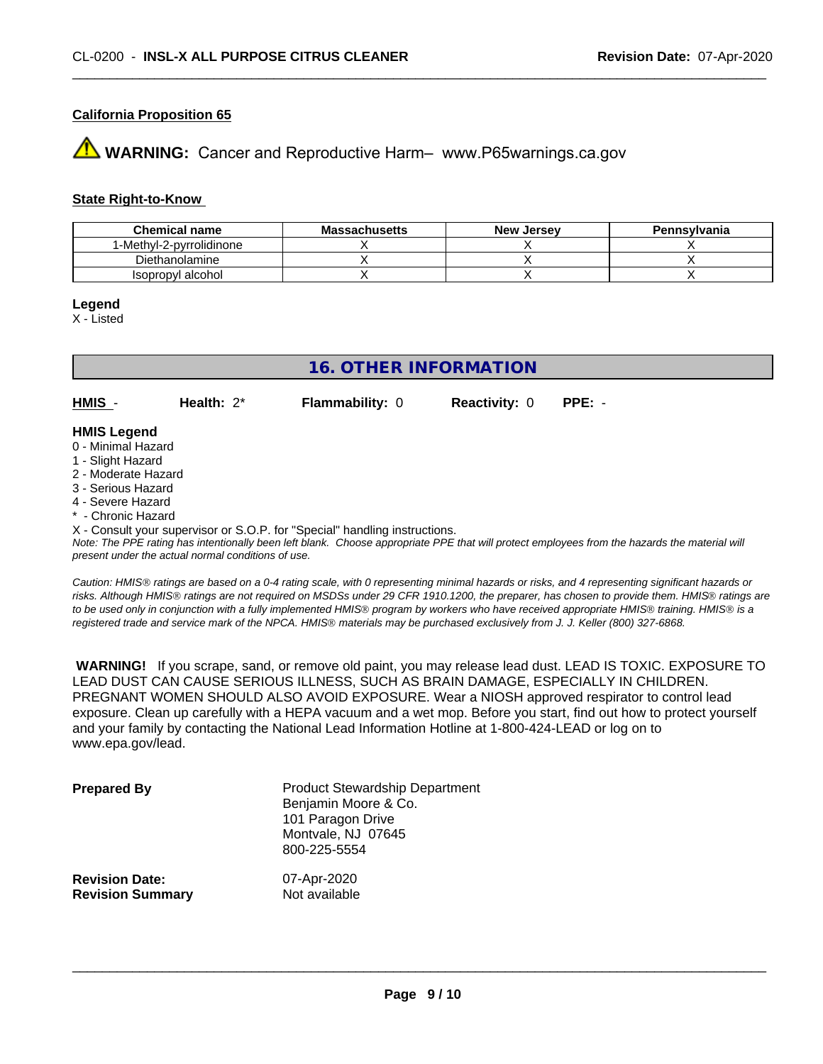### California Proposition 65

**WARNING:** Cancer and Reproductive Harm– www.P65warnings.ca.gov

### State Right-to-Know

| Chemical name | Massachusetts | New Jersey | Pennsylvania |
|---|---|---|---|
| 1-Methyl-2-pyrrolidinone | X | X | X |
| Diethanolamine | X | X | X |
| Isopropyl alcohol | X | X | X |

**Legend**
X - Listed

## 16. OTHER INFORMATION

**HMIS** - **Health:** 2* **Flammability:** 0 **Reactivity:** 0 **PPE:** -

**HMIS Legend**
0 - Minimal Hazard
1 - Slight Hazard
2 - Moderate Hazard
3 - Serious Hazard
4 - Severe Hazard
* - Chronic Hazard
X - Consult your supervisor or S.O.P. for "Special" handling instructions.

*Note: The PPE rating has intentionally been left blank. Choose appropriate PPE that will protect employees from the hazards the material will present under the actual normal conditions of use.*

*Caution: HMIS® ratings are based on a 0-4 rating scale, with 0 representing minimal hazards or risks, and 4 representing significant hazards or risks. Although HMIS® ratings are not required on MSDSs under 29 CFR 1910.1200, the preparer, has chosen to provide them. HMIS® ratings are to be used only in conjunction with a fully implemented HMIS® program by workers who have received appropriate HMIS® training. HMIS® is a registered trade and service mark of the NPCA. HMIS® materials may be purchased exclusively from J. J. Keller (800) 327-6868.*

**WARNING!** If you scrape, sand, or remove old paint, you may release lead dust. LEAD IS TOXIC. EXPOSURE TO LEAD DUST CAN CAUSE SERIOUS ILLNESS, SUCH AS BRAIN DAMAGE, ESPECIALLY IN CHILDREN. PREGNANT WOMEN SHOULD ALSO AVOID EXPOSURE. Wear a NIOSH approved respirator to control lead exposure. Clean up carefully with a HEPA vacuum and a wet mop. Before you start, find out how to protect yourself and your family by contacting the National Lead Information Hotline at 1-800-424-LEAD or log on to www.epa.gov/lead.

**Prepared By**
Product Stewardship Department
Benjamin Moore & Co.
101 Paragon Drive
Montvale, NJ 07645
800-225-5554

**Revision Date:** 07-Apr-2020
**Revision Summary** Not available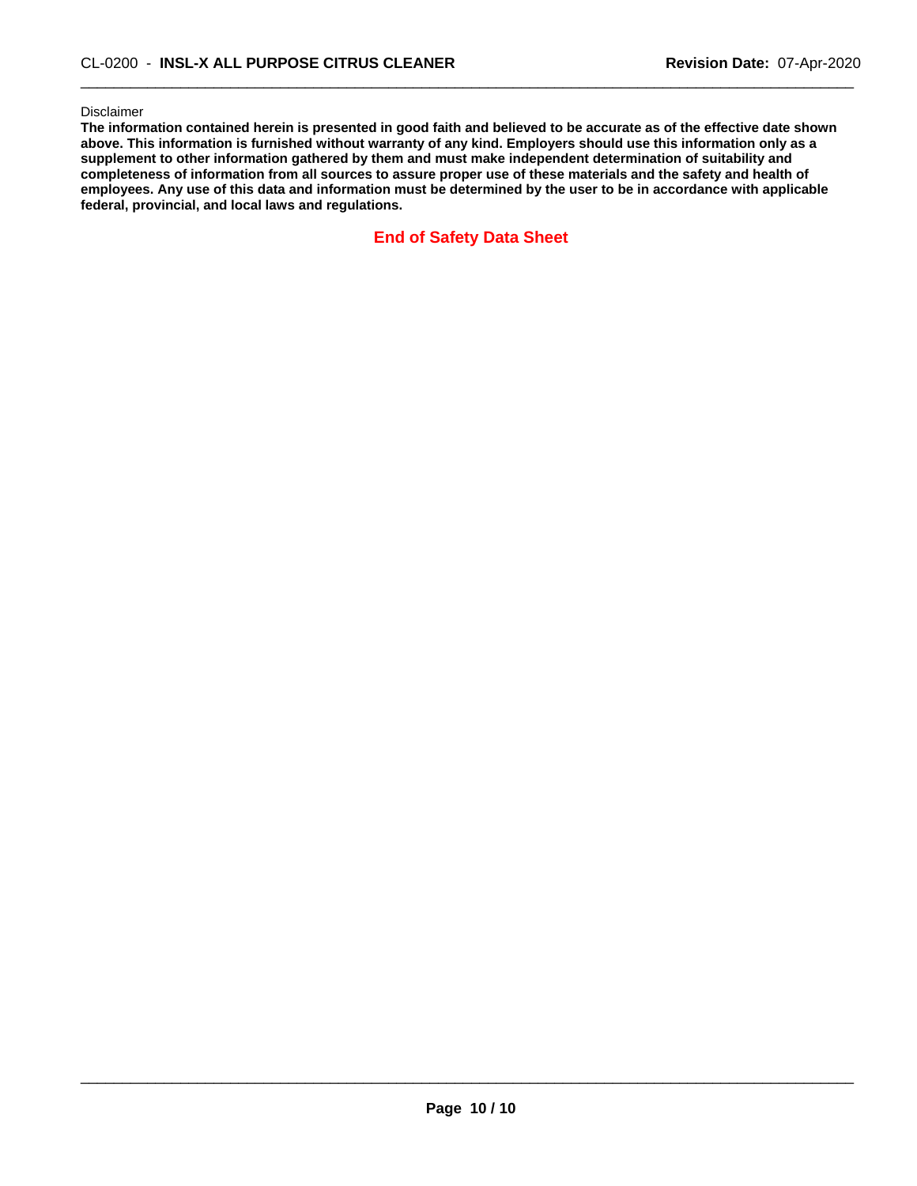Disclaimer

**The information contained herein is presented in good faith and believed to be accurate as of the effective date shown above. This information is furnished without warranty of any kind. Employers should use this information only as a supplement to other information gathered by them and must make independent determination of suitability and completeness of information from all sources to assure proper use of these materials and the safety and health of employees. Any use of this data and information must be determined by the user to be in accordance with applicable federal, provincial, and local laws and regulations.**

**End of Safety Data Sheet**